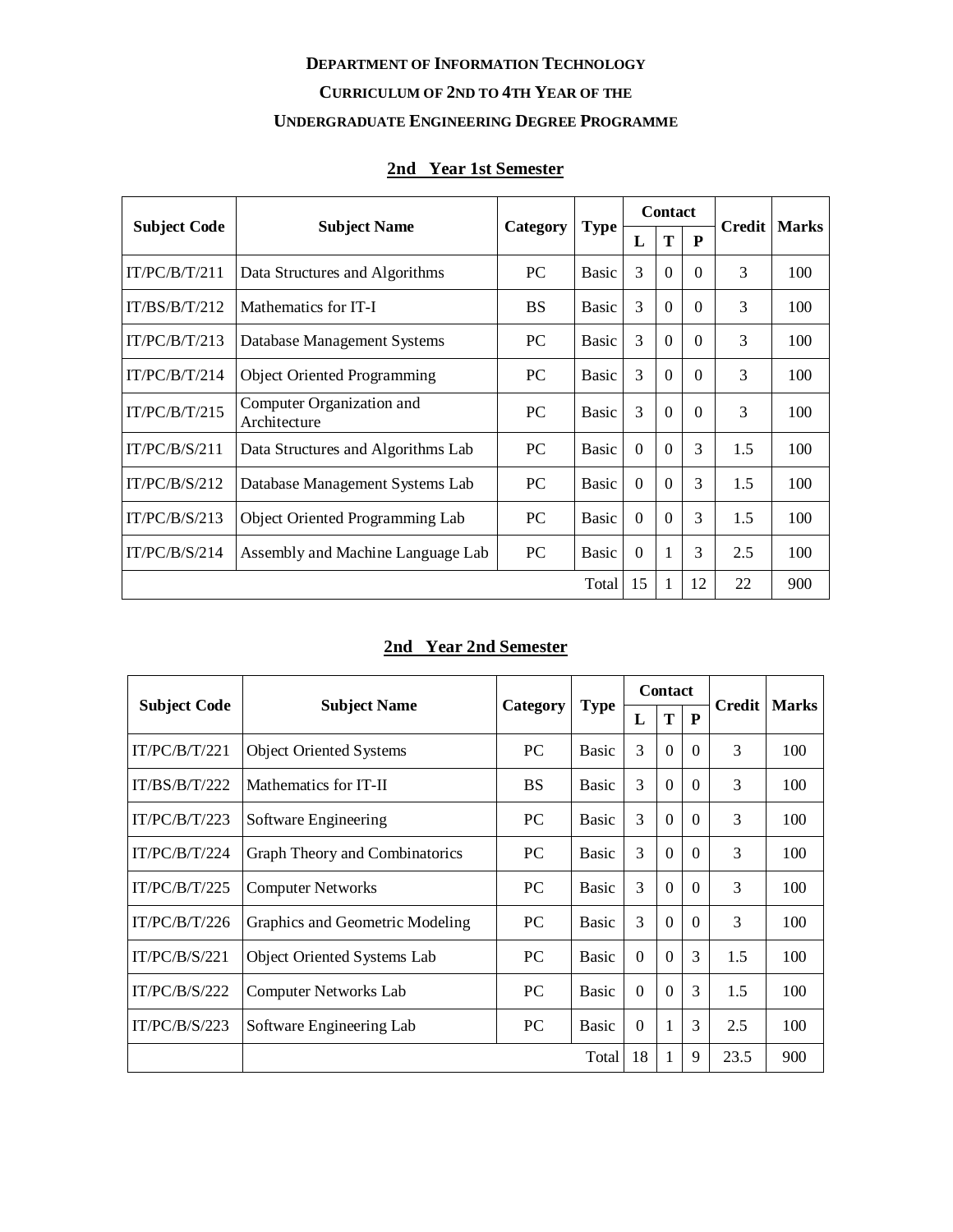# DEPARTMENT OF INFORMATION TECHNOLOGY

## CURRICULUM OF 2ND TO 4TH YEAR OF THE

## UNDERGRADUATE ENGINEERING DEGREE PROGRAMME

### 2nd Year 1st Semester

| Subject Code | Subject Name | Category | Type | Contact | | | Credit | Marks |
|---|---|---|---|---|---|---|---|---|
| | | | | L | T | P | | |
| IT/PC/B/T/211 | Data Structures and Algorithms | PC | Basic | 3 | 0 | 0 | 3 | 100 |
| IT/BS/B/T/212 | Mathematics for IT-I | BS | Basic | 3 | 0 | 0 | 3 | 100 |
| IT/PC/B/T/213 | Database Management Systems | PC | Basic | 3 | 0 | 0 | 3 | 100 |
| IT/PC/B/T/214 | Object Oriented Programming | PC | Basic | 3 | 0 | 0 | 3 | 100 |
| IT/PC/B/T/215 | Computer Organization and Architecture | PC | Basic | 3 | 0 | 0 | 3 | 100 |
| IT/PC/B/S/211 | Data Structures and Algorithms Lab | PC | Basic | 0 | 0 | 3 | 1.5 | 100 |
| IT/PC/B/S/212 | Database Management Systems Lab | PC | Basic | 0 | 0 | 3 | 1.5 | 100 |
| IT/PC/B/S/213 | Object Oriented Programming Lab | PC | Basic | 0 | 0 | 3 | 1.5 | 100 |
| IT/PC/B/S/214 | Assembly and Machine Language Lab | PC | Basic | 0 | 1 | 3 | 2.5 | 100 |
| | | | Total | 15 | 1 | 12 | 22 | 900 |

### 2nd Year 2nd Semester

| Subject Code | Subject Name | Category | Type | Contact | | | Credit | Marks |
|---|---|---|---|---|---|---|---|---|
| | | | | L | T | P | | |
| IT/PC/B/T/221 | Object Oriented Systems | PC | Basic | 3 | 0 | 0 | 3 | 100 |
| IT/BS/B/T/222 | Mathematics for IT-II | BS | Basic | 3 | 0 | 0 | 3 | 100 |
| IT/PC/B/T/223 | Software Engineering | PC | Basic | 3 | 0 | 0 | 3 | 100 |
| IT/PC/B/T/224 | Graph Theory and Combinatorics | PC | Basic | 3 | 0 | 0 | 3 | 100 |
| IT/PC/B/T/225 | Computer Networks | PC | Basic | 3 | 0 | 0 | 3 | 100 |
| IT/PC/B/T/226 | Graphics and Geometric Modeling | PC | Basic | 3 | 0 | 0 | 3 | 100 |
| IT/PC/B/S/221 | Object Oriented Systems Lab | PC | Basic | 0 | 0 | 3 | 1.5 | 100 |
| IT/PC/B/S/222 | Computer Networks Lab | PC | Basic | 0 | 0 | 3 | 1.5 | 100 |
| IT/PC/B/S/223 | Software Engineering Lab | PC | Basic | 0 | 1 | 3 | 2.5 | 100 |
| | | | Total | 18 | 1 | 9 | 23.5 | 900 |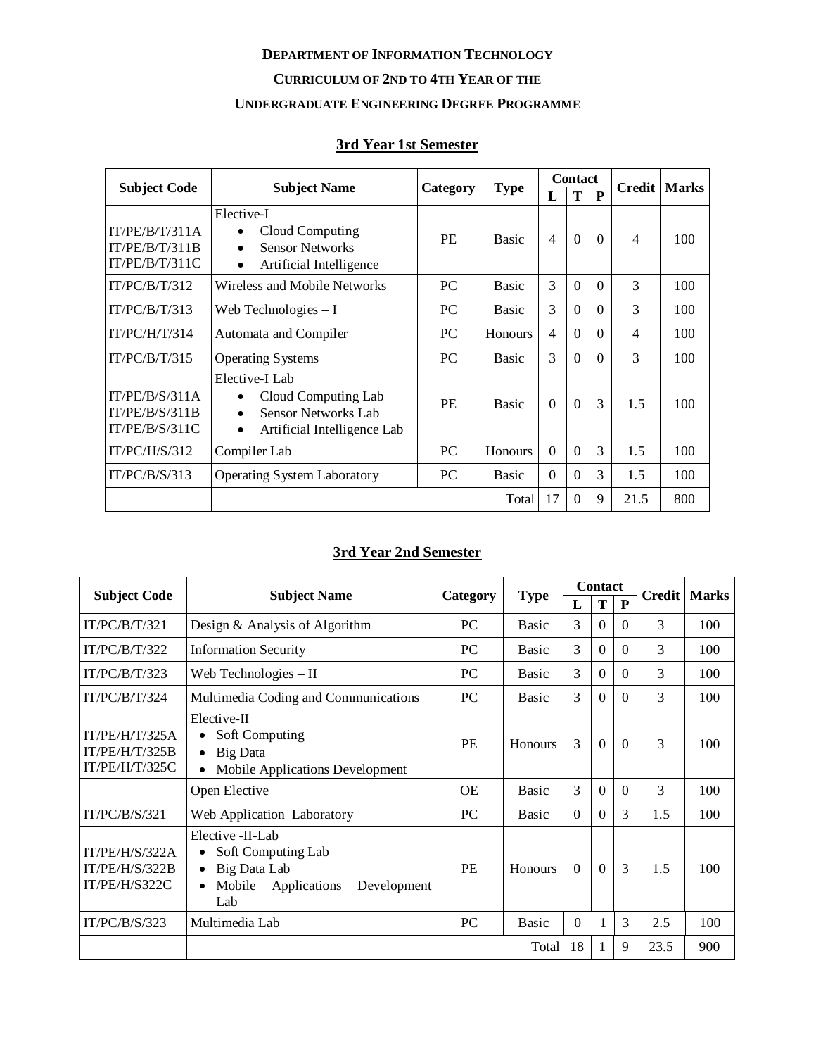**DEPARTMENT OF INFORMATION TECHNOLOGY**

**CURRICULUM OF 2ND TO 4TH YEAR OF THE**

**UNDERGRADUATE ENGINEERING DEGREE PROGRAMME**

## 3rd Year 1st Semester

| Subject Code | Subject Name | Category | Type | Contact | | | Credit | Marks |
|---|---|---|---|---|---|---|---|---|
| | | | | L | T | P | | |
| IT/PE/B/T/311A<br>IT/PE/B/T/311B<br>IT/PE/B/T/311C | Elective-I<br>• Cloud Computing<br>• Sensor Networks<br>• Artificial Intelligence | PE | Basic | 4 | 0 | 0 | 4 | 100 |
| IT/PC/B/T/312 | Wireless and Mobile Networks | PC | Basic | 3 | 0 | 0 | 3 | 100 |
| IT/PC/B/T/313 | Web Technologies – I | PC | Basic | 3 | 0 | 0 | 3 | 100 |
| IT/PC/H/T/314 | Automata and Compiler | PC | Honours | 4 | 0 | 0 | 4 | 100 |
| IT/PC/B/T/315 | Operating Systems | PC | Basic | 3 | 0 | 0 | 3 | 100 |
| IT/PE/B/S/311A<br>IT/PE/B/S/311B<br>IT/PE/B/S/311C | Elective-I Lab<br>• Cloud Computing Lab<br>• Sensor Networks Lab<br>• Artificial Intelligence Lab | PE | Basic | 0 | 0 | 3 | 1.5 | 100 |
| IT/PC/H/S/312 | Compiler Lab | PC | Honours | 0 | 0 | 3 | 1.5 | 100 |
| IT/PC/B/S/313 | Operating System Laboratory | PC | Basic | 0 | 0 | 3 | 1.5 | 100 |
| | | | Total | 17 | 0 | 9 | 21.5 | 800 |

## 3rd Year 2nd Semester

| Subject Code | Subject Name | Category | Type | Contact | | | Credit | Marks |
|---|---|---|---|---|---|---|---|---|
| | | | | L | T | P | | |
| IT/PC/B/T/321 | Design & Analysis of Algorithm | PC | Basic | 3 | 0 | 0 | 3 | 100 |
| IT/PC/B/T/322 | Information Security | PC | Basic | 3 | 0 | 0 | 3 | 100 |
| IT/PC/B/T/323 | Web Technologies – II | PC | Basic | 3 | 0 | 0 | 3 | 100 |
| IT/PC/B/T/324 | Multimedia Coding and Communications | PC | Basic | 3 | 0 | 0 | 3 | 100 |
| IT/PE/H/T/325A<br>IT/PE/H/T/325B<br>IT/PE/H/T/325C | Elective-II<br>• Soft Computing<br>• Big Data<br>• Mobile Applications Development | PE | Honours | 3 | 0 | 0 | 3 | 100 |
| | Open Elective | OE | Basic | 3 | 0 | 0 | 3 | 100 |
| IT/PC/B/S/321 | Web Application Laboratory | PC | Basic | 0 | 0 | 3 | 1.5 | 100 |
| IT/PE/H/S/322A<br>IT/PE/H/S/322B<br>IT/PE/H/S322C | Elective -II-Lab<br>• Soft Computing Lab<br>• Big Data Lab<br>• Mobile Applications Development Lab | PE | Honours | 0 | 0 | 3 | 1.5 | 100 |
| IT/PC/B/S/323 | Multimedia Lab | PC | Basic | 0 | 1 | 3 | 2.5 | 100 |
| | | | Total | 18 | 1 | 9 | 23.5 | 900 |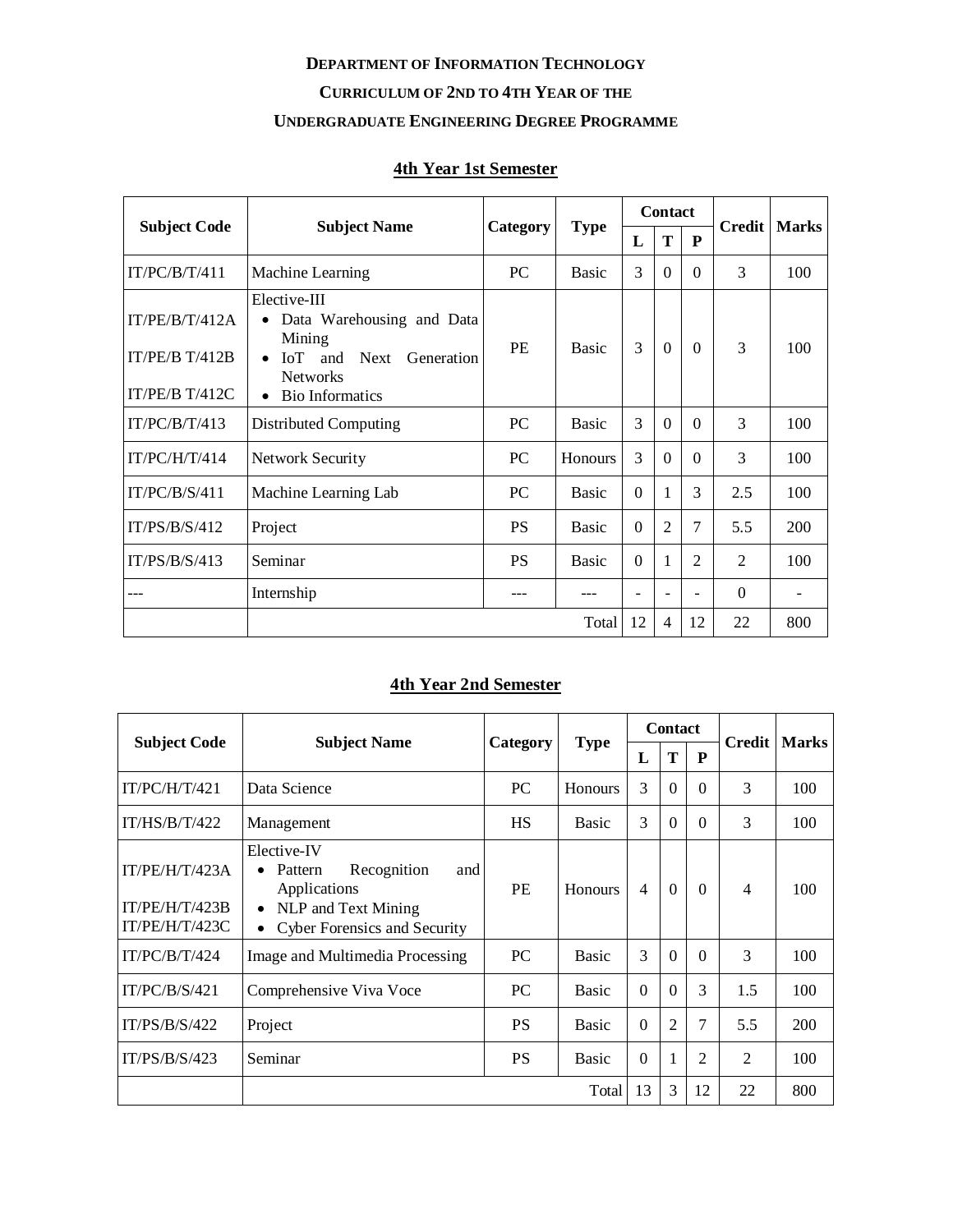**DEPARTMENT OF INFORMATION TECHNOLOGY**

**CURRICULUM OF 2ND TO 4TH YEAR OF THE**

**UNDERGRADUATE ENGINEERING DEGREE PROGRAMME**

## 4th Year 1st Semester

| Subject Code | Subject Name | Category | Type | Contact | | | Credit | Marks |
|---|---|---|---|---|---|---|---|---|
| | | | | L | T | P | | |
| IT/PC/B/T/411 | Machine Learning | PC | Basic | 3 | 0 | 0 | 3 | 100 |
| IT/PE/B/T/412A<br>IT/PE/B T/412B<br>IT/PE/B T/412C | Elective-III<br>• Data Warehousing and Data Mining<br>• IoT and Next Generation Networks<br>• Bio Informatics | PE | Basic | 3 | 0 | 0 | 3 | 100 |
| IT/PC/B/T/413 | Distributed Computing | PC | Basic | 3 | 0 | 0 | 3 | 100 |
| IT/PC/H/T/414 | Network Security | PC | Honours | 3 | 0 | 0 | 3 | 100 |
| IT/PC/B/S/411 | Machine Learning Lab | PC | Basic | 0 | 1 | 3 | 2.5 | 100 |
| IT/PS/B/S/412 | Project | PS | Basic | 0 | 2 | 7 | 5.5 | 200 |
| IT/PS/B/S/413 | Seminar | PS | Basic | 0 | 1 | 2 | 2 | 100 |
| --- | Internship | --- | --- | - | - | - | 0 | - |
| | Total | | | 12 | 4 | 12 | 22 | 800 |

## 4th Year 2nd Semester

| Subject Code | Subject Name | Category | Type | Contact | | | Credit | Marks |
|---|---|---|---|---|---|---|---|---|
| | | | | L | T | P | | |
| IT/PC/H/T/421 | Data Science | PC | Honours | 3 | 0 | 0 | 3 | 100 |
| IT/HS/B/T/422 | Management | HS | Basic | 3 | 0 | 0 | 3 | 100 |
| IT/PE/H/T/423A<br>IT/PE/H/T/423B<br>IT/PE/H/T/423C | Elective-IV<br>• Pattern Recognition and Applications<br>• NLP and Text Mining<br>• Cyber Forensics and Security | PE | Honours | 4 | 0 | 0 | 4 | 100 |
| IT/PC/B/T/424 | Image and Multimedia Processing | PC | Basic | 3 | 0 | 0 | 3 | 100 |
| IT/PC/B/S/421 | Comprehensive Viva Voce | PC | Basic | 0 | 0 | 3 | 1.5 | 100 |
| IT/PS/B/S/422 | Project | PS | Basic | 0 | 2 | 7 | 5.5 | 200 |
| IT/PS/B/S/423 | Seminar | PS | Basic | 0 | 1 | 2 | 2 | 100 |
| | Total | | | 13 | 3 | 12 | 22 | 800 |